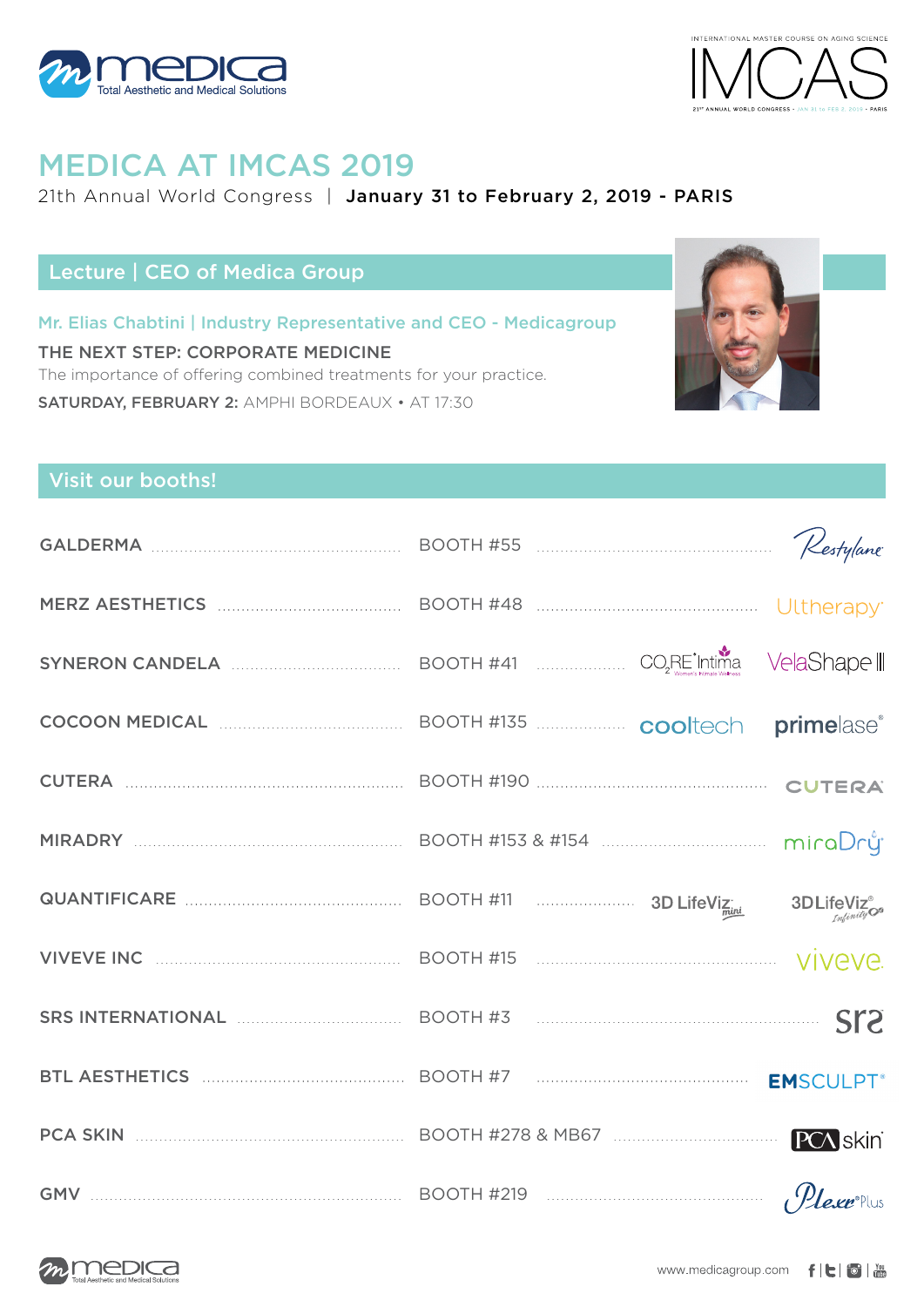# MEDICA AT IMCAS 2019

21th Annual World Congress | **January 31 to February 2, 2019 - PARIS**

## Lecture | CEO of Medica Group

Mr. Elias Chabtini | Industry Representative and CEO - Medicagroup

**THE NEXT STEP: CORPORATE MEDICINE**

The importance of offering combined treatments for your practice.

**SATURDAY, FEBRUARY 2:** AMPHI BORDEAUX • AT 17:30

## Visit our booths!

| Company | Booth | Brands |
|---|---|---|
| GALDERMA | BOOTH #55 | Restylane |
| MERZ AESTHETICS | BOOTH #48 | Ultherapy |
| SYNERON CANDELA | BOOTH #41 | $CO_2RE$ Intima, VelaShape III |
| COCOON MEDICAL | BOOTH #135 | cooltech, primelase |
| CUTERA | BOOTH #190 | CUTERA |
| MIRADRY | BOOTH #153 & #154 | miraDry |
| QUANTIFICARE | BOOTH #11 | 3D LifeViz mini, 3DLifeViz Infinity |
| VIVEVE INC | BOOTH #15 | viveve |
| SRS INTERNATIONAL | BOOTH #3 | srs |
| BTL AESTHETICS | BOOTH #7 | EMSCULPT |
| PCA SKIN | BOOTH #278 & MB67 | PCA skin |
| GMV | BOOTH #219 | Plexr Plus |

www.medicagroup.com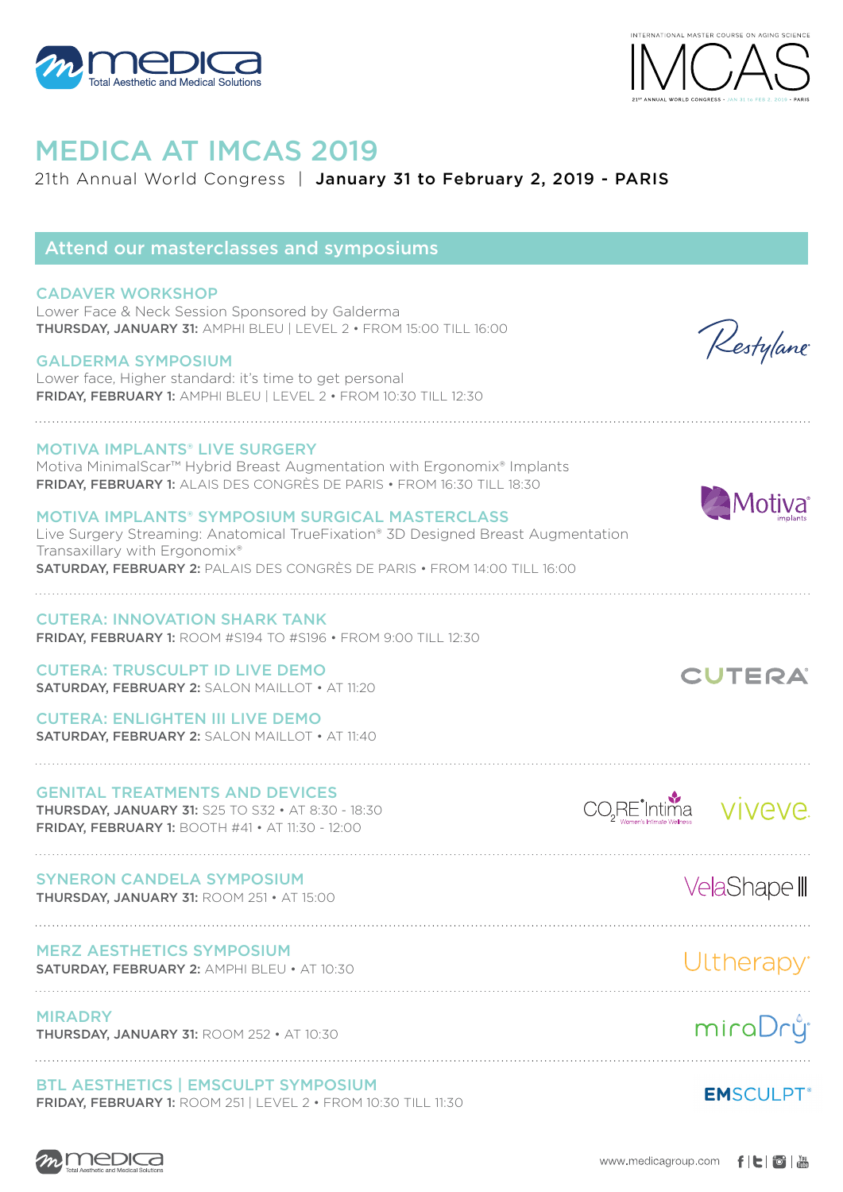# MEDICA AT IMCAS 2019

21th Annual World Congress | **January 31 to February 2, 2019 - PARIS**

## Attend our masterclasses and symposiums

### CADAVER WORKSHOP
Lower Face & Neck Session Sponsored by Galderma
**THURSDAY, JANUARY 31:** AMPHI BLEU | LEVEL 2 • FROM 15:00 TILL 16:00

### GALDERMA SYMPOSIUM
Lower face, Higher standard: it's time to get personal
**FRIDAY, FEBRUARY 1:** AMPHI BLEU | LEVEL 2 • FROM 10:30 TILL 12:30

Restylane®

---

### MOTIVA IMPLANTS® LIVE SURGERY
Motiva MinimalScar™ Hybrid Breast Augmentation with Ergonomix® Implants
**FRIDAY, FEBRUARY 1:** ALAIS DES CONGRÈS DE PARIS • FROM 16:30 TILL 18:30

### MOTIVA IMPLANTS® SYMPOSIUM SURGICAL MASTERCLASS
Live Surgery Streaming: Anatomical TrueFixation® 3D Designed Breast Augmentation Transaxillary with Ergonomix®
**SATURDAY, FEBRUARY 2:** PALAIS DES CONGRÈS DE PARIS • FROM 14:00 TILL 16:00

Motiva® implants

---

### CUTERA: INNOVATION SHARK TANK
**FRIDAY, FEBRUARY 1:** ROOM #S194 TO #S196 • FROM 9:00 TILL 12:30

### CUTERA: TRUSCULPT ID LIVE DEMO
**SATURDAY, FEBRUARY 2:** SALON MAILLOT • AT 11:20

### CUTERA: ENLIGHTEN III LIVE DEMO
**SATURDAY, FEBRUARY 2:** SALON MAILLOT • AT 11:40

CUTERA®

---

### GENITAL TREATMENTS AND DEVICES
**THURSDAY, JANUARY 31:** S25 TO S32 • AT 8:30 - 18:30
**FRIDAY, FEBRUARY 1:** BOOTH #41 • AT 11:30 - 12:00

$CO_2$RE® Intima — Women's Intimate Wellness | viveve

---

### SYNERON CANDELA SYMPOSIUM
**THURSDAY, JANUARY 31:** ROOM 251 • AT 15:00

VelaShape III

---

### MERZ AESTHETICS SYMPOSIUM
**SATURDAY, FEBRUARY 2:** AMPHI BLEU • AT 10:30

Ultherapy®

---

### MIRADRY
**THURSDAY, JANUARY 31:** ROOM 252 • AT 10:30

miraDry®

---

### BTL AESTHETICS | EMSCULPT SYMPOSIUM
**FRIDAY, FEBRUARY 1:** ROOM 251 | LEVEL 2 • FROM 10:30 TILL 11:30

EMSCULPT®

www.medicagroup.com